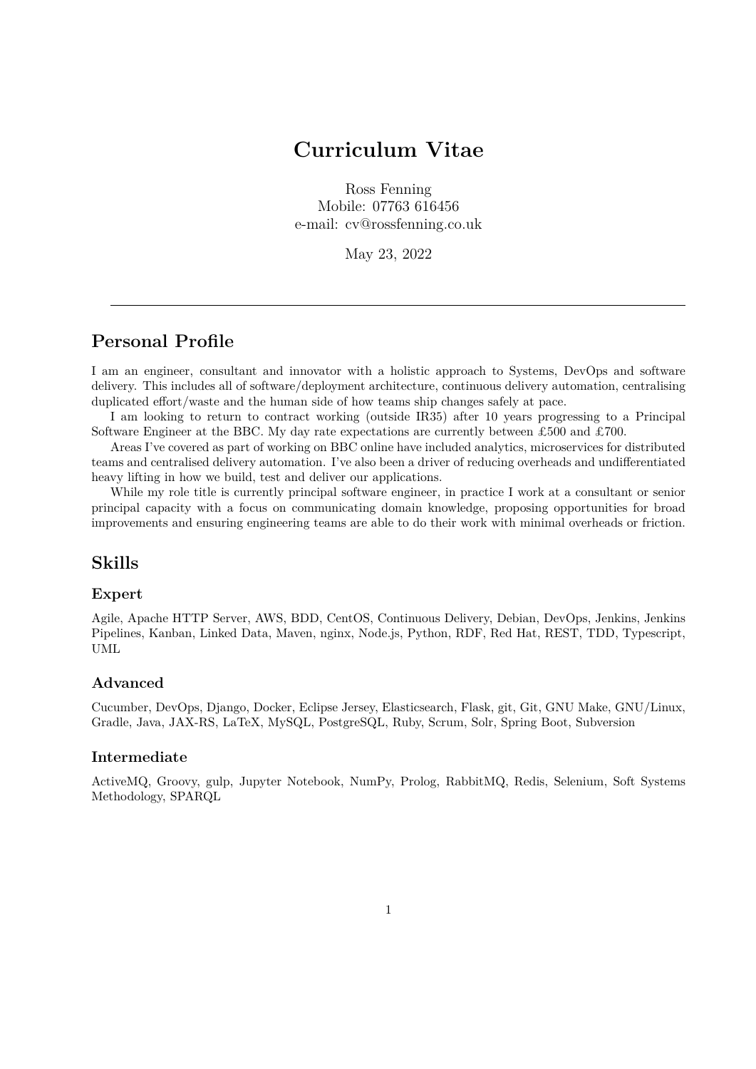# Curriculum Vitae

Ross Fenning
Mobile: 07763 616456
e-mail: cv@rossfenning.co.uk

May 23, 2022

---

## Personal Profile

I am an engineer, consultant and innovator with a holistic approach to Systems, DevOps and software delivery. This includes all of software/deployment architecture, continuous delivery automation, centralising duplicated effort/waste and the human side of how teams ship changes safely at pace.

I am looking to return to contract working (outside IR35) after 10 years progressing to a Principal Software Engineer at the BBC. My day rate expectations are currently between £500 and £700.

Areas I've covered as part of working on BBC online have included analytics, microservices for distributed teams and centralised delivery automation. I've also been a driver of reducing overheads and undifferentiated heavy lifting in how we build, test and deliver our applications.

While my role title is currently principal software engineer, in practice I work at a consultant or senior principal capacity with a focus on communicating domain knowledge, proposing opportunities for broad improvements and ensuring engineering teams are able to do their work with minimal overheads or friction.

## Skills

### Expert

Agile, Apache HTTP Server, AWS, BDD, CentOS, Continuous Delivery, Debian, DevOps, Jenkins, Jenkins Pipelines, Kanban, Linked Data, Maven, nginx, Node.js, Python, RDF, Red Hat, REST, TDD, Typescript, UML

### Advanced

Cucumber, DevOps, Django, Docker, Eclipse Jersey, Elasticsearch, Flask, git, Git, GNU Make, GNU/Linux, Gradle, Java, JAX-RS, LaTeX, MySQL, PostgreSQL, Ruby, Scrum, Solr, Spring Boot, Subversion

### Intermediate

ActiveMQ, Groovy, gulp, Jupyter Notebook, NumPy, Prolog, RabbitMQ, Redis, Selenium, Soft Systems Methodology, SPARQL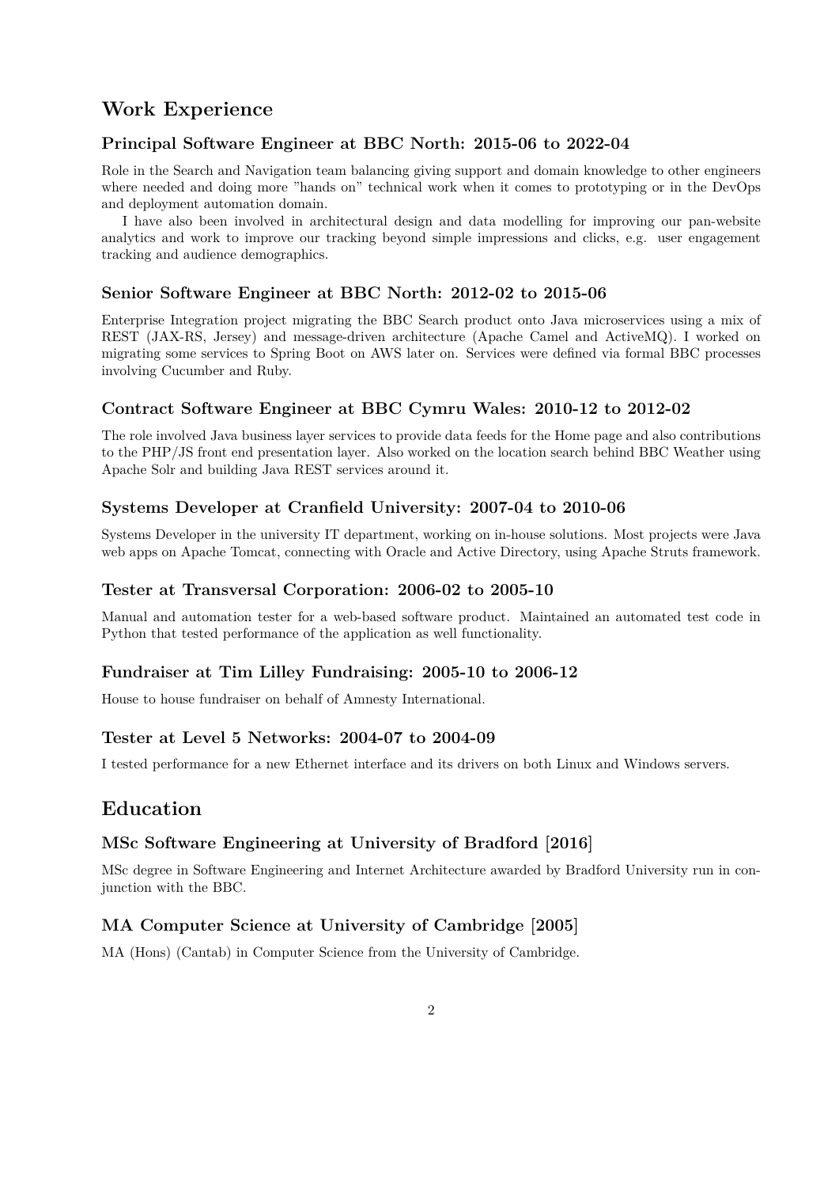# Work Experience

## Principal Software Engineer at BBC North: 2015-06 to 2022-04

Role in the Search and Navigation team balancing giving support and domain knowledge to other engineers where needed and doing more "hands on" technical work when it comes to prototyping or in the DevOps and deployment automation domain.

I have also been involved in architectural design and data modelling for improving our pan-website analytics and work to improve our tracking beyond simple impressions and clicks, e.g. user engagement tracking and audience demographics.

## Senior Software Engineer at BBC North: 2012-02 to 2015-06

Enterprise Integration project migrating the BBC Search product onto Java microservices using a mix of REST (JAX-RS, Jersey) and message-driven architecture (Apache Camel and ActiveMQ). I worked on migrating some services to Spring Boot on AWS later on. Services were defined via formal BBC processes involving Cucumber and Ruby.

## Contract Software Engineer at BBC Cymru Wales: 2010-12 to 2012-02

The role involved Java business layer services to provide data feeds for the Home page and also contributions to the PHP/JS front end presentation layer. Also worked on the location search behind BBC Weather using Apache Solr and building Java REST services around it.

## Systems Developer at Cranfield University: 2007-04 to 2010-06

Systems Developer in the university IT department, working on in-house solutions. Most projects were Java web apps on Apache Tomcat, connecting with Oracle and Active Directory, using Apache Struts framework.

## Tester at Transversal Corporation: 2006-02 to 2005-10

Manual and automation tester for a web-based software product. Maintained an automated test code in Python that tested performance of the application as well functionality.

## Fundraiser at Tim Lilley Fundraising: 2005-10 to 2006-12

House to house fundraiser on behalf of Amnesty International.

## Tester at Level 5 Networks: 2004-07 to 2004-09

I tested performance for a new Ethernet interface and its drivers on both Linux and Windows servers.

# Education

## MSc Software Engineering at University of Bradford [2016]

MSc degree in Software Engineering and Internet Architecture awarded by Bradford University run in conjunction with the BBC.

## MA Computer Science at University of Cambridge [2005]

MA (Hons) (Cantab) in Computer Science from the University of Cambridge.